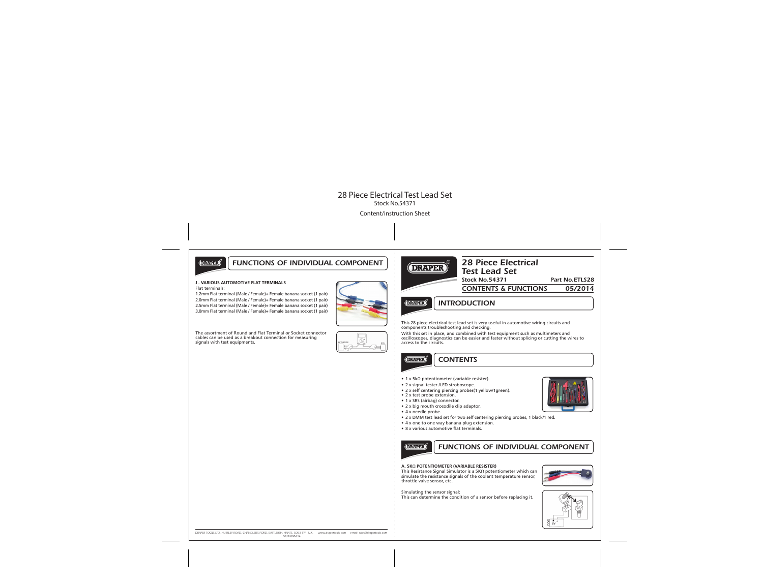# 28 Piece Electrical Test Lead Set

Stock No.54371

Content/instruction Sheet

## FUNCTIONS OF INDIVIDUAL COMPONENT

**J . VARIOUS AUTOMOTIVE FLAT TERMINALS**

Flat terminals:

1.2mm Flat terminal (Male / Female)+ Female banana socket (1 pair)
2.0mm Flat terminal (Male / Female)+ Female banana socket (1 pair)
2.5mm Flat terminal (Male / Female)+ Female banana socket (1 pair)
3.0mm Flat terminal (Male / Female)+ Female banana socket (1 pair)

The assortment of Round and Flat Terminal or Socket connector cables can be used as a breakout connection for measuring signals with test equipments.

DRAPER TOOLS LTD, HURSLEY ROAD, CHANDLER'S FORD, EASTLEIGH, HANTS. SO53 1YF U.K. www.drapertools.com e-mail: sales@drapertools.com
DBJB 090614

# 28 Piece Electrical Test Lead Set

**Stock No.54371** **Part No.ETLS28**

**CONTENTS & FUNCTIONS** **05/2014**

## INTRODUCTION

This 28 piece electrical test lead set is very useful in automotive wiring circuits and components troubleshooting and checking.

With this set in place, and combined with test equipment such as multimeters and oscilloscopes, diagnostics can be easier and faster without splicing or cutting the wires to access to the circuits.

## CONTENTS

- 1 x 5kΩ potentiometer (variable resister).
- 2 x signal tester /LED stroboscope.
- 2 x self centering piercing probes(1 yellow/1green).
- 2 x test probe extension.
- 1 x SRS (airbag) connector.
- 2 x big mouth crocodile clip adaptor.
- 4 x needle probe.
- 2 x DMM test lead set for two self centering piercing probes, 1 black/1 red.
- 4 x one to one way banana plug extension.
- 8 x various automotive flat terminals.

## FUNCTIONS OF INDIVIDUAL COMPONENT

**A. 5KΩ POTENTIOMETER (VARIABLE RESISTER)**

This Resistance Signal Simulator is a 5KΩ potentiometer which can simulate the resistance signals of the coolant temperature sensor, throttle valve sensor, etc.

Simulating the sensor signal:
This can determine the condition of a sensor before replacing it.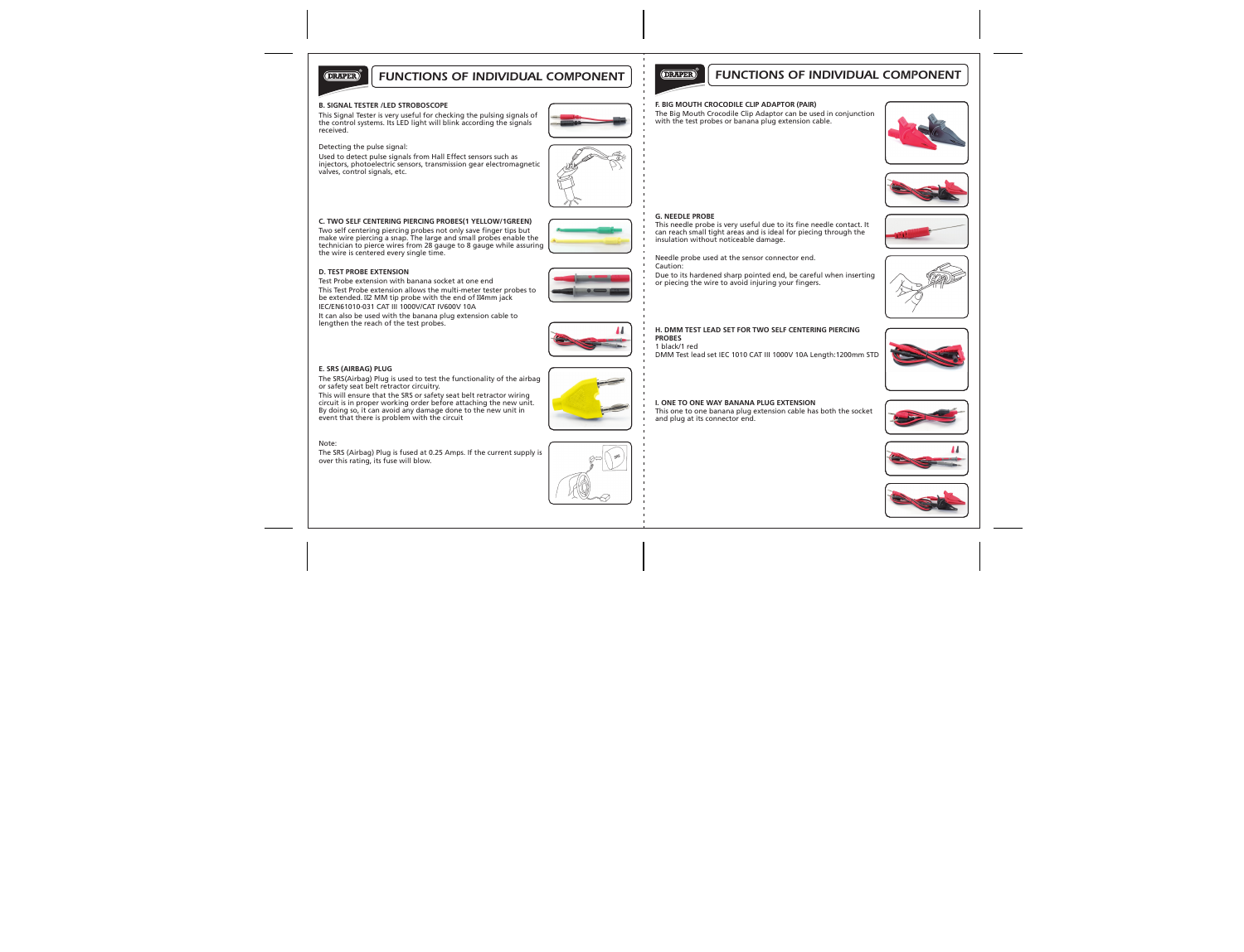## FUNCTIONS OF INDIVIDUAL COMPONENT

**B. SIGNAL TESTER /LED STROBOSCOPE**

This Signal Tester is very useful for checking the pulsing signals of the control systems. Its LED light will blink according the signals received.

Detecting the pulse signal:

Used to detect pulse signals from Hall Effect sensors such as injectors, photoelectric sensors, transmission gear electromagnetic valves, control signals, etc.

**C. TWO SELF CENTERING PIERCING PROBES(1 YELLOW/1GREEN)**

Two self centering piercing probes not only save finger tips but make wire piercing a snap. The large and small probes enable the technician to pierce wires from 28 gauge to 8 gauge while assuring the wire is centered every single time.

**D. TEST PROBE EXTENSION**

Test Probe extension with banana socket at one end

This Test Probe extension allows the multi-meter tester probes to be extended. Ø2 MM tip probe with the end of Ø4mm jack

IEC/EN61010-031 CAT III 1000V/CAT IV600V 10A

It can also be used with the banana plug extension cable to lengthen the reach of the test probes.

**E. SRS (AIRBAG) PLUG**

The SRS(Airbag) Plug is used to test the functionality of the airbag or safety seat belt retractor circuitry.

This will ensure that the SRS or safety seat belt retractor wiring circuit is in proper working order before attaching the new unit. By doing so, it can avoid any damage done to the new unit in event that there is problem with the circuit

Note:

The SRS (Airbag) Plug is fused at 0.25 Amps. If the current supply is over this rating, its fuse will blow.

## FUNCTIONS OF INDIVIDUAL COMPONENT

**F. BIG MOUTH CROCODILE CLIP ADAPTOR (PAIR)**

The Big Mouth Crocodile Clip Adaptor can be used in conjunction with the test probes or banana plug extension cable.

**G. NEEDLE PROBE**

This needle probe is very useful due to its fine needle contact. It can reach small tight areas and is ideal for piecing through the insulation without noticeable damage.

Needle probe used at the sensor connector end.

Caution:

Due to its hardened sharp pointed end, be careful when inserting or piecing the wire to avoid injuring your fingers.

**H. DMM TEST LEAD SET FOR TWO SELF CENTERING PIERCING PROBES**

1 black/1 red

DMM Test lead set IEC 1010 CAT III 1000V 10A Length:1200mm STD

**I. ONE TO ONE WAY BANANA PLUG EXTENSION**

This one to one banana plug extension cable has both the socket and plug at its connector end.